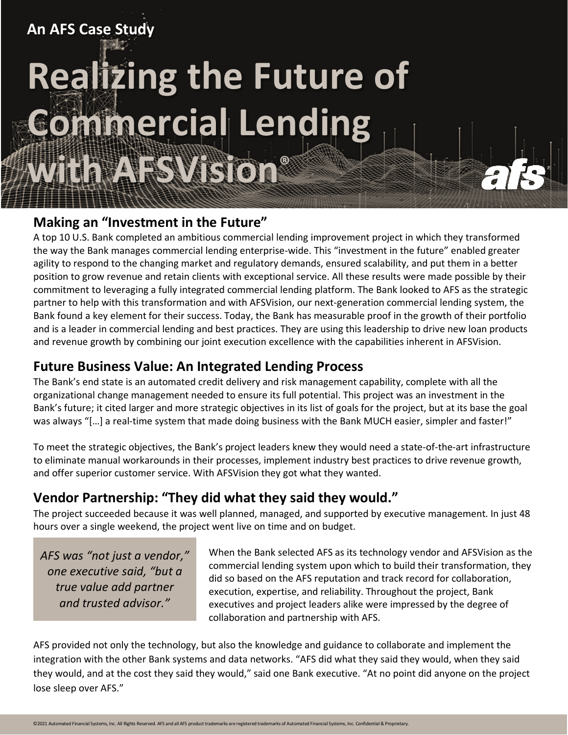An AFS Case Study

# Realizing the Future of Commercial Lending with AFSVision®

## Making an "Investment in the Future"

A top 10 U.S. Bank completed an ambitious commercial lending improvement project in which they transformed the way the Bank manages commercial lending enterprise-wide. This "investment in the future" enabled greater agility to respond to the changing market and regulatory demands, ensured scalability, and put them in a better position to grow revenue and retain clients with exceptional service. All these results were made possible by their commitment to leveraging a fully integrated commercial lending platform. The Bank looked to AFS as the strategic partner to help with this transformation and with AFSVision, our next-generation commercial lending system, the Bank found a key element for their success. Today, the Bank has measurable proof in the growth of their portfolio and is a leader in commercial lending and best practices. They are using this leadership to drive new loan products and revenue growth by combining our joint execution excellence with the capabilities inherent in AFSVision.

## Future Business Value: An Integrated Lending Process

The Bank's end state is an automated credit delivery and risk management capability, complete with all the organizational change management needed to ensure its full potential. This project was an investment in the Bank's future; it cited larger and more strategic objectives in its list of goals for the project, but at its base the goal was always "[…] a real-time system that made doing business with the Bank MUCH easier, simpler and faster!"

To meet the strategic objectives, the Bank's project leaders knew they would need a state-of-the-art infrastructure to eliminate manual workarounds in their processes, implement industry best practices to drive revenue growth, and offer superior customer service. With AFSVision they got what they wanted.

## Vendor Partnership: "They did what they said they would."

The project succeeded because it was well planned, managed, and supported by executive management. In just 48 hours over a single weekend, the project went live on time and on budget.

*AFS was "not just a vendor," one executive said, "but a true value add partner and trusted advisor."*

When the Bank selected AFS as its technology vendor and AFSVision as the commercial lending system upon which to build their transformation, they did so based on the AFS reputation and track record for collaboration, execution, expertise, and reliability. Throughout the project, Bank executives and project leaders alike were impressed by the degree of collaboration and partnership with AFS.

AFS provided not only the technology, but also the knowledge and guidance to collaborate and implement the integration with the other Bank systems and data networks. "AFS did what they said they would, when they said they would, and at the cost they said they would," said one Bank executive. "At no point did anyone on the project lose sleep over AFS."

©2021 Automated Financial Systems, Inc. All Rights Reserved. AFS and all AFS product trademarks are registered trademarks of Automated Financial Systems, Inc. Confidential & Proprietary.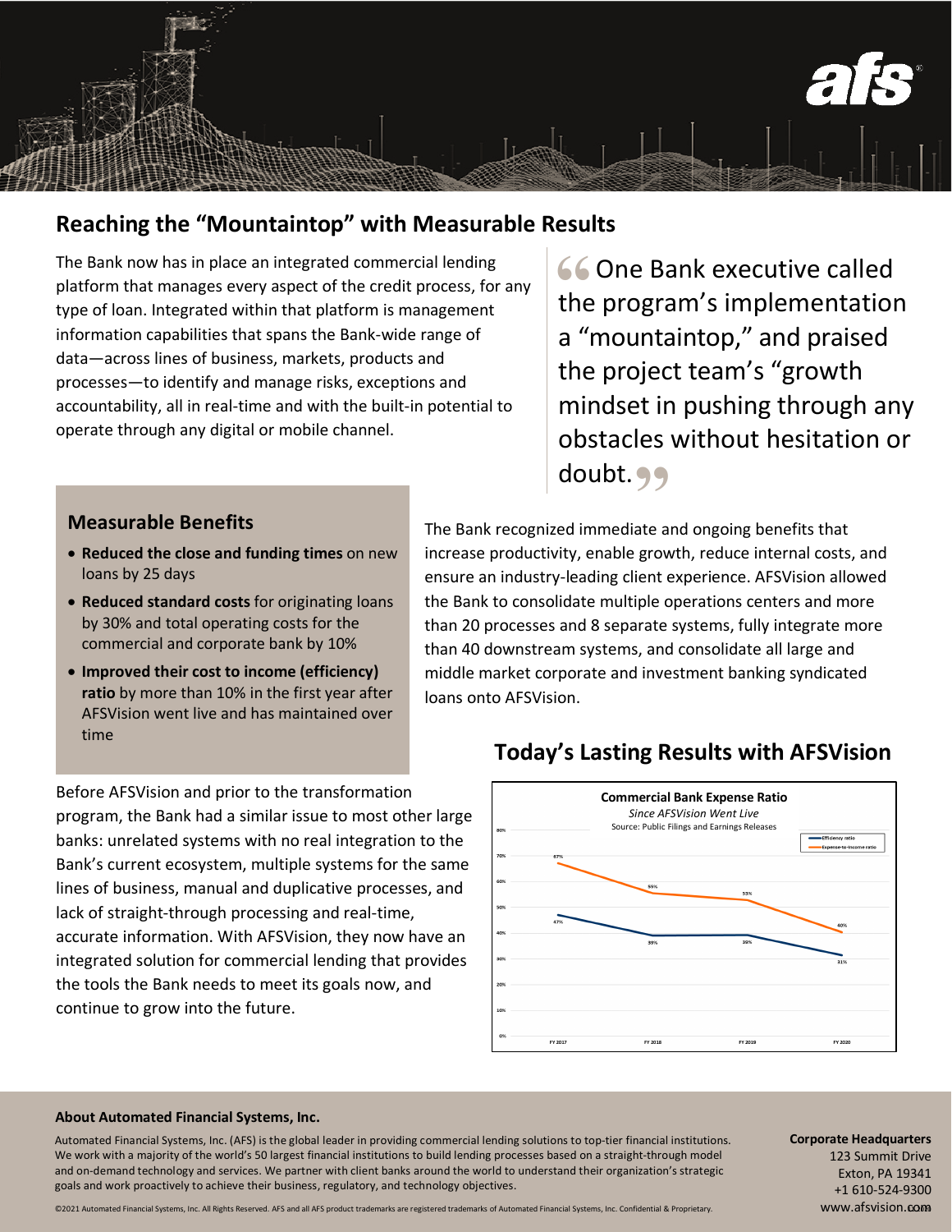## Reaching the "Mountaintop" with Measurable Results

The Bank now has in place an integrated commercial lending platform that manages every aspect of the credit process, for any type of loan. Integrated within that platform is management information capabilities that spans the Bank-wide range of data—across lines of business, markets, products and processes—to identify and manage risks, exceptions and accountability, all in real-time and with the built-in potential to operate through any digital or mobile channel.

> "One Bank executive called the program's implementation a "mountaintop," and praised the project team's "growth mindset in pushing through any obstacles without hesitation or doubt."

### Measurable Benefits

- **Reduced the close and funding times** on new loans by 25 days
- **Reduced standard costs** for originating loans by 30% and total operating costs for the commercial and corporate bank by 10%
- **Improved their cost to income (efficiency) ratio** by more than 10% in the first year after AFSVision went live and has maintained over time

The Bank recognized immediate and ongoing benefits that increase productivity, enable growth, reduce internal costs, and ensure an industry-leading client experience. AFSVision allowed the Bank to consolidate multiple operations centers and more than 20 processes and 8 separate systems, fully integrate more than 40 downstream systems, and consolidate all large and middle market corporate and investment banking syndicated loans onto AFSVision.

Before AFSVision and prior to the transformation program, the Bank had a similar issue to most other large banks: unrelated systems with no real integration to the Bank's current ecosystem, multiple systems for the same lines of business, manual and duplicative processes, and lack of straight-through processing and real-time, accurate information. With AFSVision, they now have an integrated solution for commercial lending that provides the tools the Bank needs to meet its goals now, and continue to grow into the future.

## Today's Lasting Results with AFSVision

**Commercial Bank Expense Ratio**
*Since AFSVision Went Live*
Source: Public Filings and Earnings Releases

Efficiency ratio
Expense-to-income ratio

0%
10%
20%
30%
40%
50%
60%
70%
80%

FY 2017
FY 2018
FY 2019
FY 2020

67%
55%
53%
40%
47%
39%
39%
31%

**About Automated Financial Systems, Inc.**

Automated Financial Systems, Inc. (AFS) is the global leader in providing commercial lending solutions to top-tier financial institutions. We work with a majority of the world's 50 largest financial institutions to build lending processes based on a straight-through model and on-demand technology and services. We partner with client banks around the world to understand their organization's strategic goals and work proactively to achieve their business, regulatory, and technology objectives.

**Corporate Headquarters**
123 Summit Drive
Exton, PA 19341
+1 610-524-9300
www.afsvision.com

©2021 Automated Financial Systems, Inc. All Rights Reserved. AFS and all AFS product trademarks are registered trademarks of Automated Financial Systems, Inc. Confidential & Proprietary.